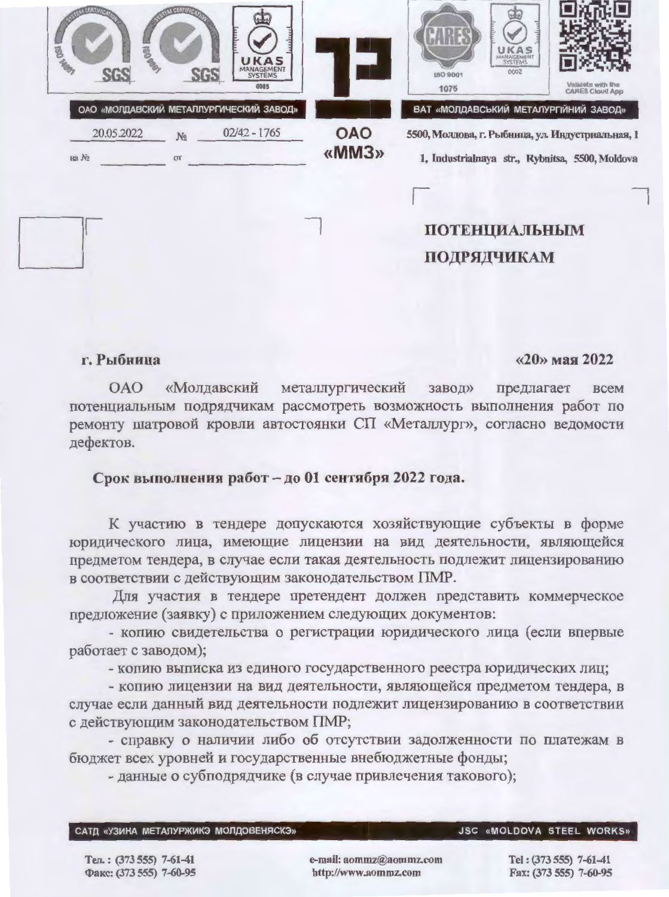ОАО «МОЛДАВСКИЙ МЕТАЛЛУРГИЧЕСКИЙ ЗАВОД»

ВАТ «МОЛДАВСЬКИЙ МЕТАЛУРГІЙНИЙ ЗАВОД»

**ОАО «ММЗ»**

20.05.2022 № 02/42 - 1765

на № ______ от ______

5500, Молдова, г. Рыбница, ул. Индустриальная, 1

1, Industrialnaya str., Rybnitsa, 5500, Moldova

**ПОТЕНЦИАЛЬНЫМ ПОДРЯДЧИКАМ**

**г. Рыбница** **«20» мая 2022**

ОАО «Молдавский металлургический завод» предлагает всем потенциальным подрядчикам рассмотреть возможность выполнения работ по ремонту шатровой кровли автостоянки СП «Металлург», согласно ведомости дефектов.

**Срок выполнения работ – до 01 сентября 2022 года.**

К участию в тендере допускаются хозяйствующие субъекты в форме юридического лица, имеющие лицензии на вид деятельности, являющейся предметом тендера, в случае если такая деятельность подлежит лицензированию в соответствии с действующим законодательством ПМР.

Для участия в тендере претендент должен представить коммерческое предложение (заявку) с приложением следующих документов:

- копию свидетельства о регистрации юридического лица (если впервые работает с заводом);
- копию выписка из единого государственного реестра юридических лиц;
- копию лицензии на вид деятельности, являющейся предметом тендера, в случае если данный вид деятельности подлежит лицензированию в соответствии с действующим законодательством ПМР;
- справку о наличии либо об отсутствии задолженности по платежам в бюджет всех уровней и государственные внебюджетные фонды;
- данные о субподрядчике (в случае привлечения такового);

САТД «УЗИНА МЕТАЛУРЖИКЭ МОЛДОВЕНЯСКЭ» JSC «MOLDOVA STEEL WORKS»

Тел.: (373 555) 7-61-41
Факс: (373 555) 7-60-95

e-mail: aommz@aommz.com
http://www.aommz.com

Tel: (373 555) 7-61-41
Fax: (373 555) 7-60-95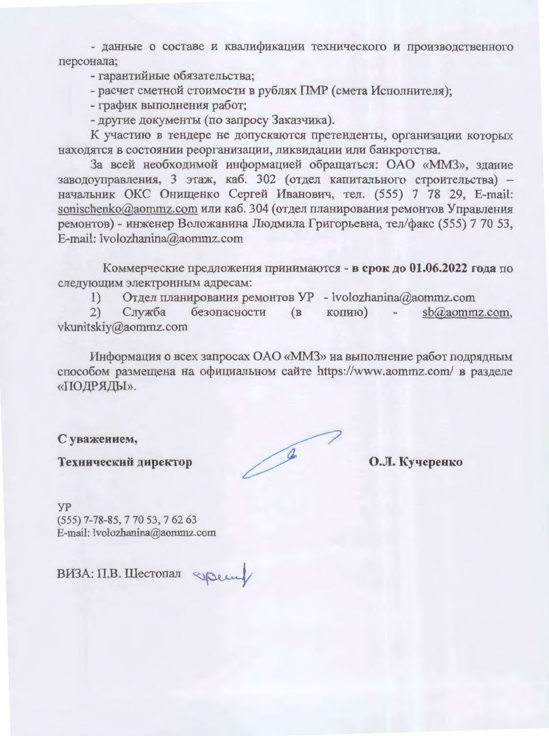- данные о составе и квалификации технического и производственного персонала;

- гарантийные обязательства;

- расчет сметной стоимости в рублях ПМР (смета Исполнителя);

- график выполнения работ;

- другие документы (по запросу Заказчика).

К участию в тендере не допускаются претенденты, организации которых находятся в состоянии реорганизации, ликвидации или банкротства.

За всей необходимой информацией обращаться: ОАО «ММЗ», здание заводоуправления, 3 этаж, каб. 302 (отдел капитального строительства) – начальник ОКС Онищенко Сергей Иванович, тел. (555) 7 78 29, E-mail: sonischenko@aommz.com или каб. 304 (отдел планирования ремонтов Управления ремонтов) - инженер Воложанина Людмила Григорьевна, тел/факс (555) 7 70 53, E-mail: lvolozhanina@aommz.com

Коммерческие предложения принимаются - **в срок до 01.06.2022 года** по следующим электронным адресам:

1) Отдел планирования ремонтов УР - lvolozhanina@aommz.com
2) Служба безопасности (в копию) - sb@aommz.com, vkunitskiy@aommz.com

Информация о всех запросах ОАО «ММЗ» на выполнение работ подрядным способом размещена на официальном сайте https://www.aommz.com/ в разделе «ПОДРЯДЫ».

**С уважением,**

**Технический директор** **О.Л. Кучеренко**

УР
(555) 7-78-85, 7 70 53, 7 62 63
E-mail: lvolozhanina@aommz.com

ВИЗА: П.В. Шестопал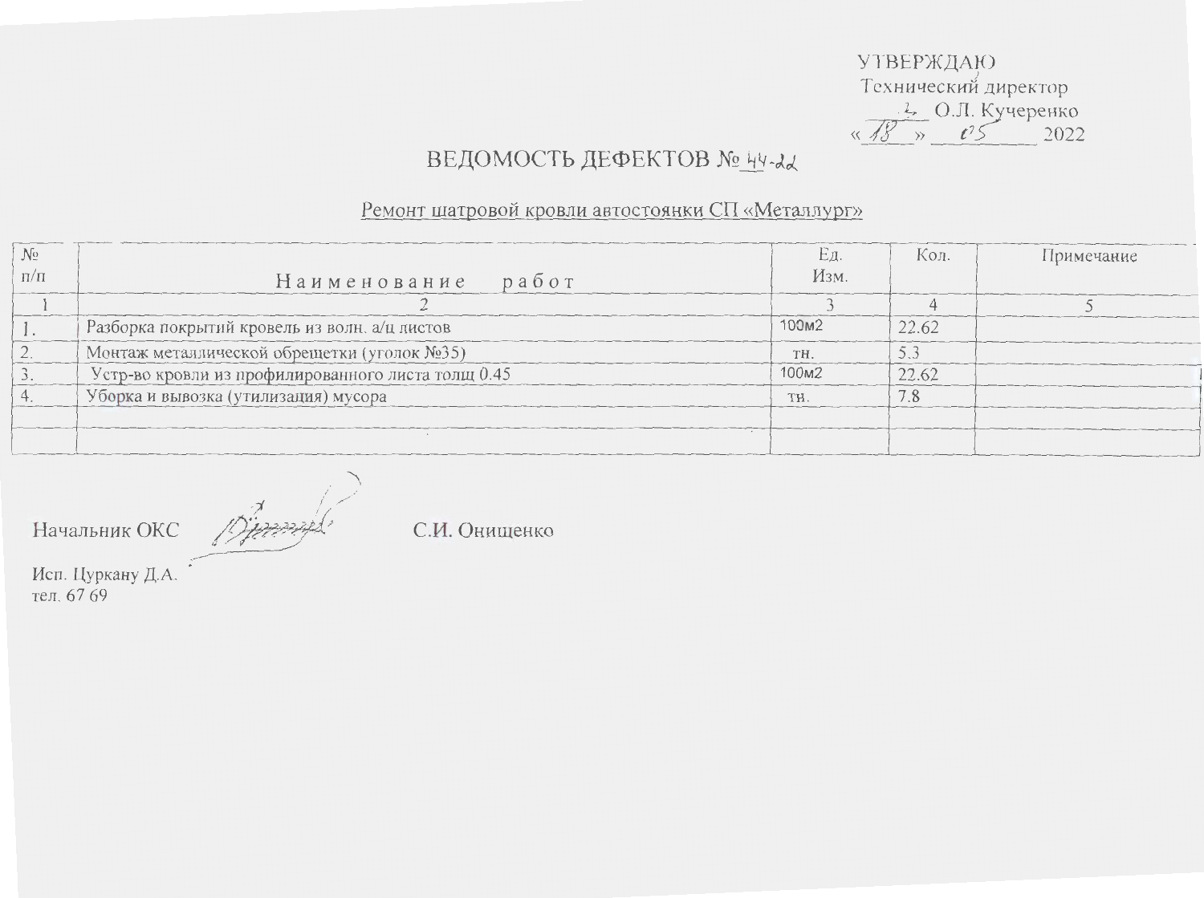УТВЕРЖДАЮ
Технический директор
О.Л. Кучеренко
«18» 05 2022

# ВЕДОМОСТЬ ДЕФЕКТОВ № 44-22

Ремонт шатровой кровли автостоянки СП «Металлург»

| № п/п | Наименование работ | Ед. Изм. | Кол. | Примечание |
|---|---|---|---|---|
| 1 | 2 | 3 | 4 | 5 |
| 1. | Разборка покрытий кровель из волн. а/ц листов | 100м2 | 22.62 | |
| 2. | Монтаж металлической обрешетки (уголок №35) | тн. | 5.3 | |
| 3. | Устр-во кровли из профилированного листа толщ 0.45 | 100м2 | 22.62 | |
| 4. | Уборка и вывозка (утилизация) мусора | тн. | 7.8 | |
| | | | | |
| | | | | |

Начальник ОКС С.И. Онищенко

Исп. Цуркану Д.А.
тел. 67 69